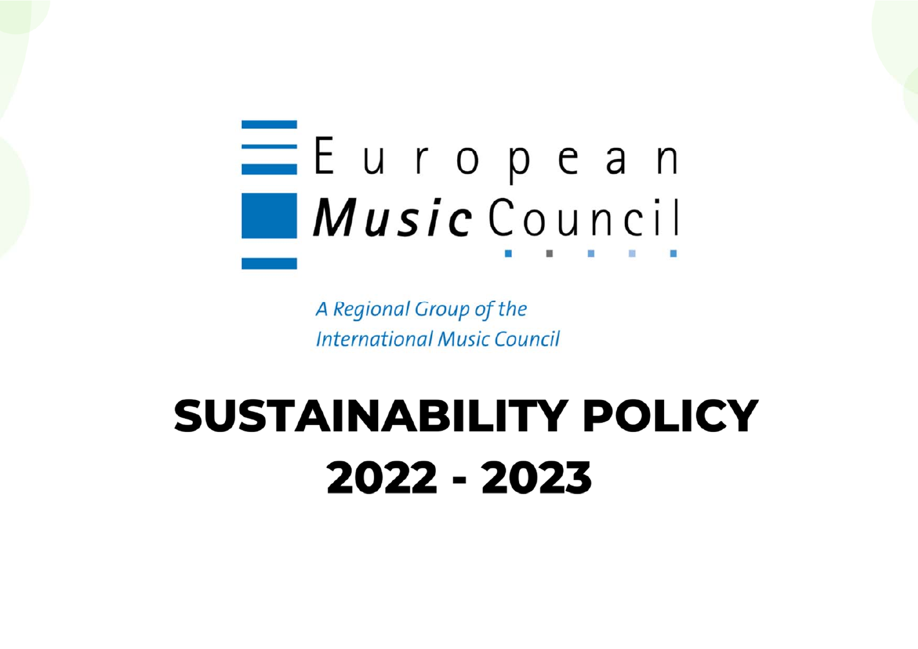European Music Council

*A Regional Group of the International Music Council*

# SUSTAINABILITY POLICY 2022 - 2023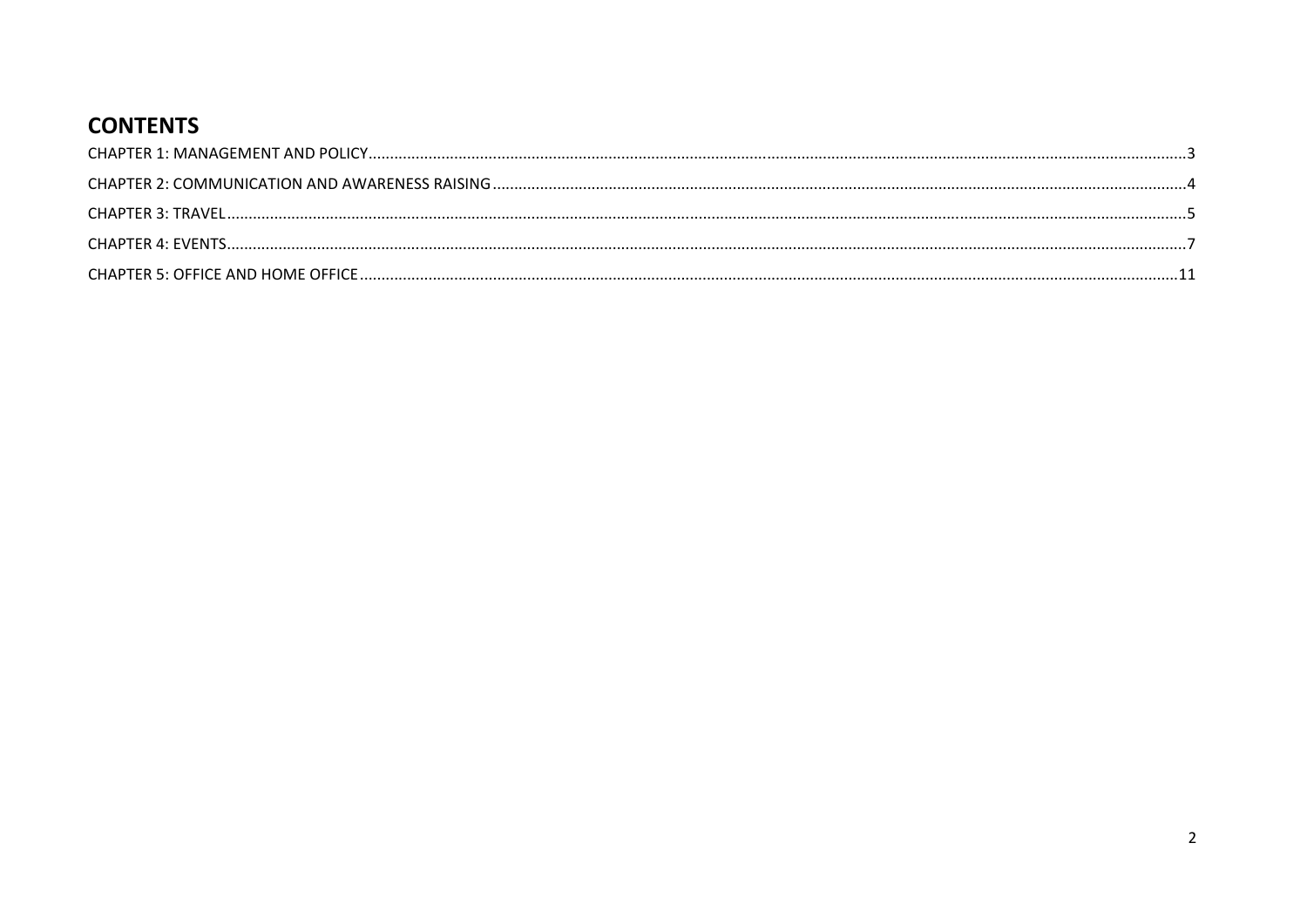# CONTENTS

CHAPTER 1: MANAGEMENT AND POLICY....................3

CHAPTER 2: COMMUNICATION AND AWARENESS RAISING....................4

CHAPTER 3: TRAVEL....................5

CHAPTER 4: EVENTS....................7

CHAPTER 5: OFFICE AND HOME OFFICE....................11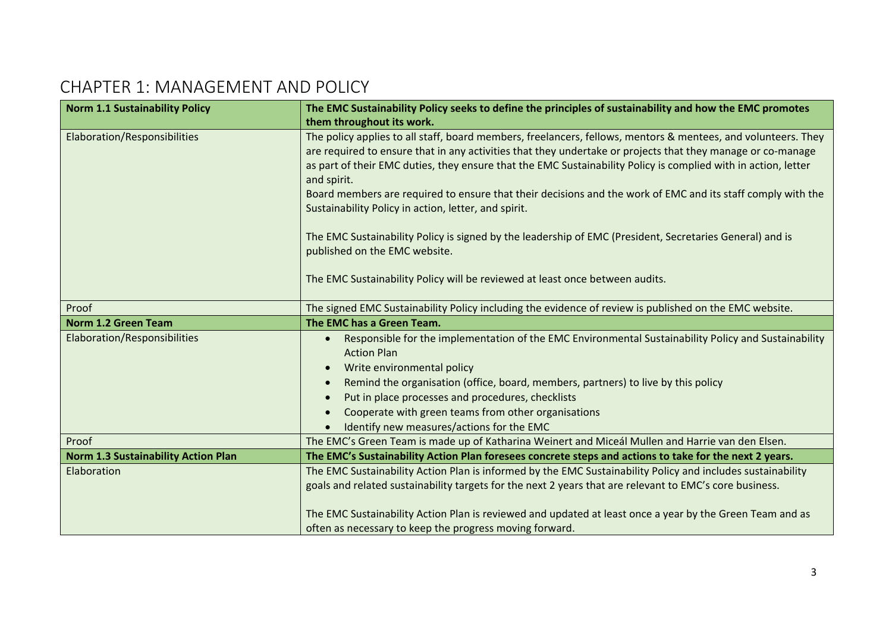# CHAPTER 1: MANAGEMENT AND POLICY

| **Norm 1.1 Sustainability Policy** | **The EMC Sustainability Policy seeks to define the principles of sustainability and how the EMC promotes them throughout its work.** |
|---|---|
| Elaboration/Responsibilities | The policy applies to all staff, board members, freelancers, fellows, mentors & mentees, and volunteers. They are required to ensure that in any activities that they undertake or projects that they manage or co-manage as part of their EMC duties, they ensure that the EMC Sustainability Policy is complied with in action, letter and spirit.<br>Board members are required to ensure that their decisions and the work of EMC and its staff comply with the Sustainability Policy in action, letter, and spirit.<br><br>The EMC Sustainability Policy is signed by the leadership of EMC (President, Secretaries General) and is published on the EMC website.<br><br>The EMC Sustainability Policy will be reviewed at least once between audits. |
| Proof | The signed EMC Sustainability Policy including the evidence of review is published on the EMC website. |
| **Norm 1.2 Green Team** | **The EMC has a Green Team.** |
| Elaboration/Responsibilities | • Responsible for the implementation of the EMC Environmental Sustainability Policy and Sustainability Action Plan<br>• Write environmental policy<br>• Remind the organisation (office, board, members, partners) to live by this policy<br>• Put in place processes and procedures, checklists<br>• Cooperate with green teams from other organisations<br>• Identify new measures/actions for the EMC |
| Proof | The EMC's Green Team is made up of Katharina Weinert and Miceál Mullen and Harrie van den Elsen. |
| **Norm 1.3 Sustainability Action Plan** | **The EMC's Sustainability Action Plan foresees concrete steps and actions to take for the next 2 years.** |
| Elaboration | The EMC Sustainability Action Plan is informed by the EMC Sustainability Policy and includes sustainability goals and related sustainability targets for the next 2 years that are relevant to EMC's core business.<br><br>The EMC Sustainability Action Plan is reviewed and updated at least once a year by the Green Team and as often as necessary to keep the progress moving forward. |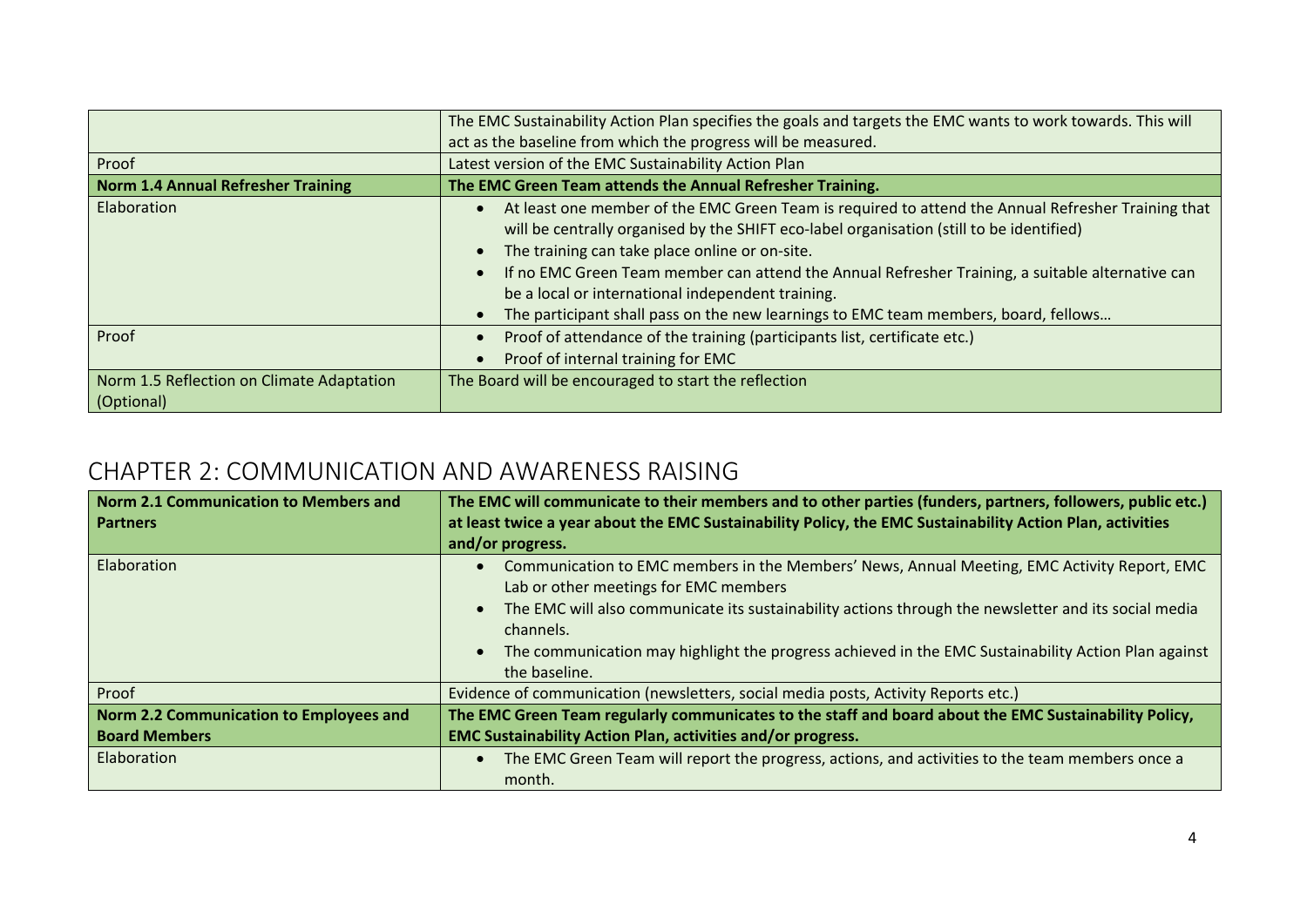| | |
|---|---|
| | The EMC Sustainability Action Plan specifies the goals and targets the EMC wants to work towards. This will act as the baseline from which the progress will be measured. |
| Proof | Latest version of the EMC Sustainability Action Plan |
| **Norm 1.4 Annual Refresher Training** | **The EMC Green Team attends the Annual Refresher Training.** |
| Elaboration | • At least one member of the EMC Green Team is required to attend the Annual Refresher Training that will be centrally organised by the SHIFT eco-label organisation (still to be identified)<br>• The training can take place online or on-site.<br>• If no EMC Green Team member can attend the Annual Refresher Training, a suitable alternative can be a local or international independent training.<br>• The participant shall pass on the new learnings to EMC team members, board, fellows… |
| Proof | • Proof of attendance of the training (participants list, certificate etc.)<br>• Proof of internal training for EMC |
| Norm 1.5 Reflection on Climate Adaptation (Optional) | The Board will be encouraged to start the reflection |

## CHAPTER 2: COMMUNICATION AND AWARENESS RAISING

| **Norm 2.1 Communication to Members and Partners** | **The EMC will communicate to their members and to other parties (funders, partners, followers, public etc.) at least twice a year about the EMC Sustainability Policy, the EMC Sustainability Action Plan, activities and/or progress.** |
|---|---|
| Elaboration | • Communication to EMC members in the Members' News, Annual Meeting, EMC Activity Report, EMC Lab or other meetings for EMC members<br>• The EMC will also communicate its sustainability actions through the newsletter and its social media channels.<br>• The communication may highlight the progress achieved in the EMC Sustainability Action Plan against the baseline. |
| Proof | Evidence of communication (newsletters, social media posts, Activity Reports etc.) |
| **Norm 2.2 Communication to Employees and Board Members** | **The EMC Green Team regularly communicates to the staff and board about the EMC Sustainability Policy, EMC Sustainability Action Plan, activities and/or progress.** |
| Elaboration | • The EMC Green Team will report the progress, actions, and activities to the team members once a month. |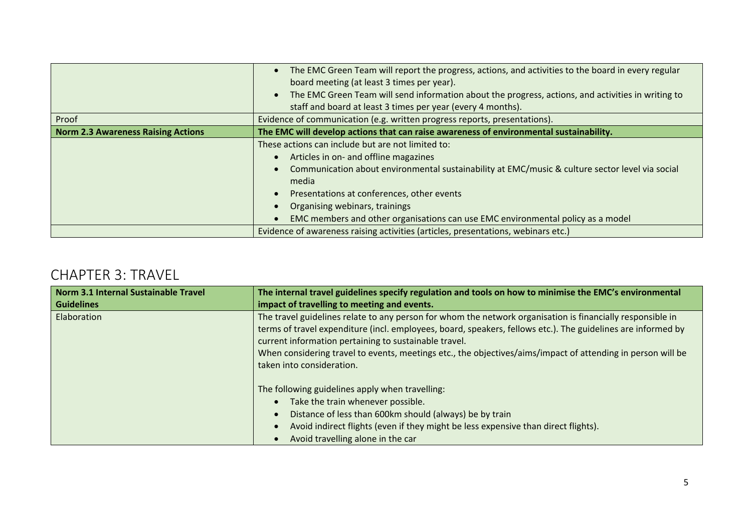| | |
|---|---|
| | • The EMC Green Team will report the progress, actions, and activities to the board in every regular board meeting (at least 3 times per year).<br>• The EMC Green Team will send information about the progress, actions, and activities in writing to staff and board at least 3 times per year (every 4 months). |
| Proof | Evidence of communication (e.g. written progress reports, presentations). |
| **Norm 2.3 Awareness Raising Actions** | **The EMC will develop actions that can raise awareness of environmental sustainability.** |
| | These actions can include but are not limited to:<br>• Articles in on- and offline magazines<br>• Communication about environmental sustainability at EMC/music & culture sector level via social media<br>• Presentations at conferences, other events<br>• Organising webinars, trainings<br>• EMC members and other organisations can use EMC environmental policy as a model |
| | Evidence of awareness raising activities (articles, presentations, webinars etc.) |

## CHAPTER 3: TRAVEL

| **Norm 3.1 Internal Sustainable Travel Guidelines** | **The internal travel guidelines specify regulation and tools on how to minimise the EMC's environmental impact of travelling to meeting and events.** |
|---|---|
| Elaboration | The travel guidelines relate to any person for whom the network organisation is financially responsible in terms of travel expenditure (incl. employees, board, speakers, fellows etc.). The guidelines are informed by current information pertaining to sustainable travel.<br>When considering travel to events, meetings etc., the objectives/aims/impact of attending in person will be taken into consideration.<br><br>The following guidelines apply when travelling:<br>• Take the train whenever possible.<br>• Distance of less than 600km should (always) be by train<br>• Avoid indirect flights (even if they might be less expensive than direct flights).<br>• Avoid travelling alone in the car |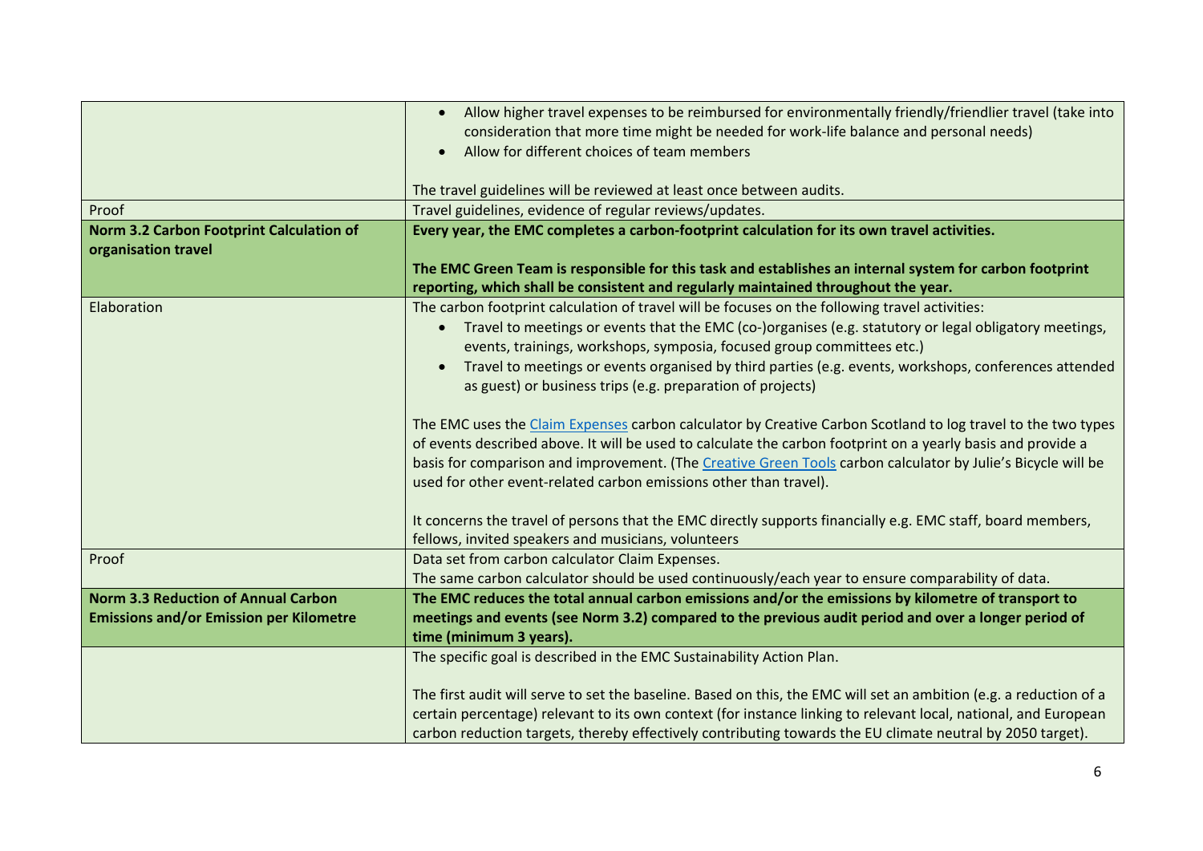| | |
|---|---|
| | • Allow higher travel expenses to be reimbursed for environmentally friendly/friendlier travel (take into consideration that more time might be needed for work-life balance and personal needs)<br>• Allow for different choices of team members<br><br>The travel guidelines will be reviewed at least once between audits. |
| Proof | Travel guidelines, evidence of regular reviews/updates. |
| **Norm 3.2 Carbon Footprint Calculation of organisation travel** | **Every year, the EMC completes a carbon-footprint calculation for its own travel activities.**<br><br>**The EMC Green Team is responsible for this task and establishes an internal system for carbon footprint reporting, which shall be consistent and regularly maintained throughout the year.** |
| Elaboration | The carbon footprint calculation of travel will be focuses on the following travel activities:<br>• Travel to meetings or events that the EMC (co-)organises (e.g. statutory or legal obligatory meetings, events, trainings, workshops, symposia, focused group committees etc.)<br>• Travel to meetings or events organised by third parties (e.g. events, workshops, conferences attended as guest) or business trips (e.g. preparation of projects)<br><br>The EMC uses the Claim Expenses carbon calculator by Creative Carbon Scotland to log travel to the two types of events described above. It will be used to calculate the carbon footprint on a yearly basis and provide a basis for comparison and improvement. (The Creative Green Tools carbon calculator by Julie's Bicycle will be used for other event-related carbon emissions other than travel).<br><br>It concerns the travel of persons that the EMC directly supports financially e.g. EMC staff, board members, fellows, invited speakers and musicians, volunteers |
| Proof | Data set from carbon calculator Claim Expenses.<br>The same carbon calculator should be used continuously/each year to ensure comparability of data. |
| **Norm 3.3 Reduction of Annual Carbon Emissions and/or Emission per Kilometre** | **The EMC reduces the total annual carbon emissions and/or the emissions by kilometre of transport to meetings and events (see Norm 3.2) compared to the previous audit period and over a longer period of time (minimum 3 years).** |
| | The specific goal is described in the EMC Sustainability Action Plan.<br><br>The first audit will serve to set the baseline. Based on this, the EMC will set an ambition (e.g. a reduction of a certain percentage) relevant to its own context (for instance linking to relevant local, national, and European carbon reduction targets, thereby effectively contributing towards the EU climate neutral by 2050 target). |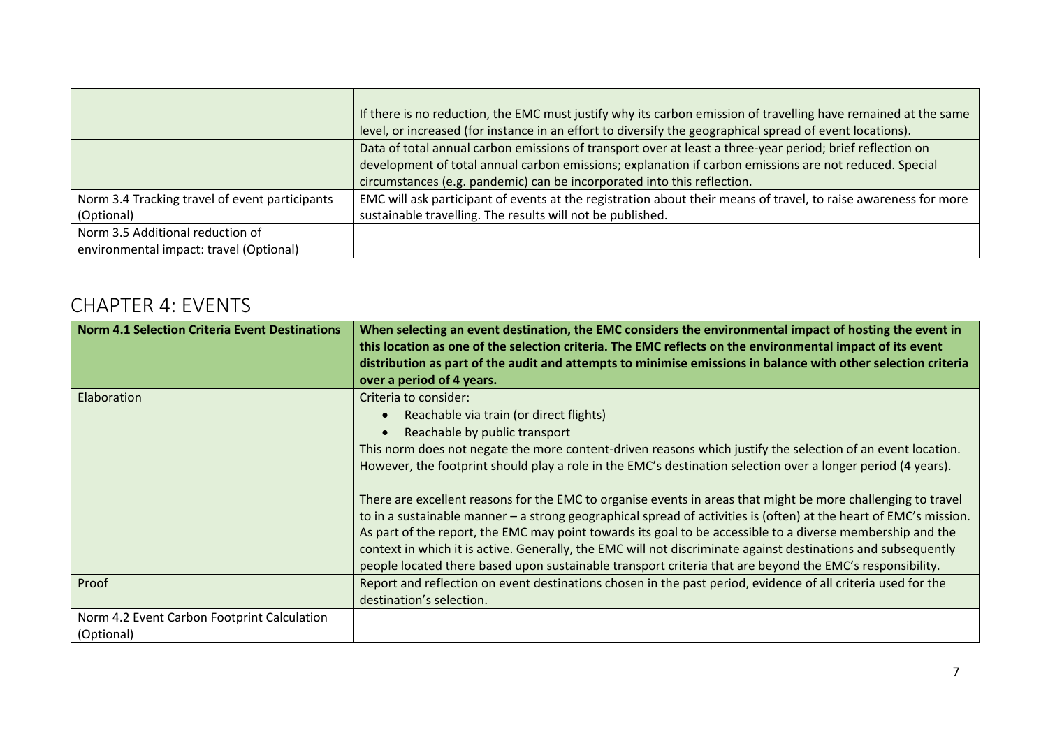| | |
|---|---|
| | If there is no reduction, the EMC must justify why its carbon emission of travelling have remained at the same level, or increased (for instance in an effort to diversify the geographical spread of event locations). |
| | Data of total annual carbon emissions of transport over at least a three-year period; brief reflection on development of total annual carbon emissions; explanation if carbon emissions are not reduced. Special circumstances (e.g. pandemic) can be incorporated into this reflection. |
| Norm 3.4 Tracking travel of event participants (Optional) | EMC will ask participant of events at the registration about their means of travel, to raise awareness for more sustainable travelling. The results will not be published. |
| Norm 3.5 Additional reduction of environmental impact: travel (Optional) | |

## CHAPTER 4: EVENTS

| **Norm 4.1 Selection Criteria Event Destinations** | **When selecting an event destination, the EMC considers the environmental impact of hosting the event in this location as one of the selection criteria. The EMC reflects on the environmental impact of its event distribution as part of the audit and attempts to minimise emissions in balance with other selection criteria over a period of 4 years.** |
|---|---|
| Elaboration | Criteria to consider:<br>• Reachable via train (or direct flights)<br>• Reachable by public transport<br>This norm does not negate the more content-driven reasons which justify the selection of an event location. However, the footprint should play a role in the EMC's destination selection over a longer period (4 years).<br><br>There are excellent reasons for the EMC to organise events in areas that might be more challenging to travel to in a sustainable manner – a strong geographical spread of activities is (often) at the heart of EMC's mission. As part of the report, the EMC may point towards its goal to be accessible to a diverse membership and the context in which it is active. Generally, the EMC will not discriminate against destinations and subsequently people located there based upon sustainable transport criteria that are beyond the EMC's responsibility. |
| Proof | Report and reflection on event destinations chosen in the past period, evidence of all criteria used for the destination's selection. |
| Norm 4.2 Event Carbon Footprint Calculation (Optional) | |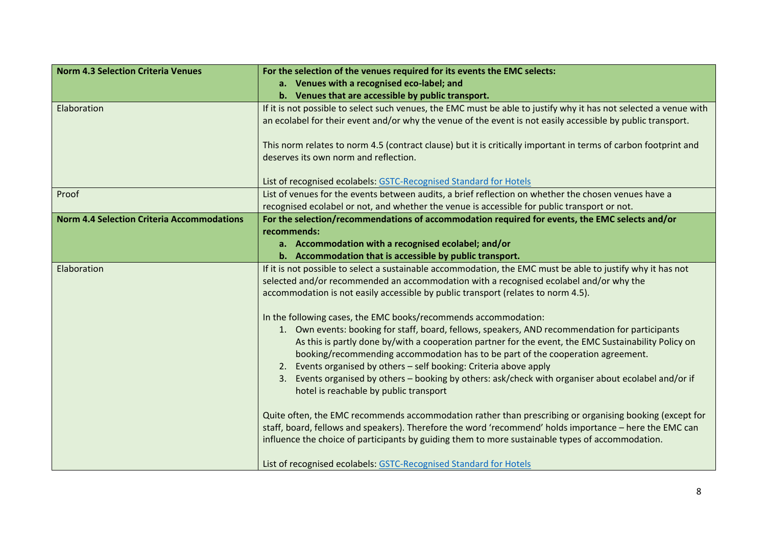| **Norm 4.3 Selection Criteria Venues** | **For the selection of the venues required for its events the EMC selects:**<br>**a. Venues with a recognised eco-label; and**<br>**b. Venues that are accessible by public transport.** |
|---|---|
| Elaboration | If it is not possible to select such venues, the EMC must be able to justify why it has not selected a venue with an ecolabel for their event and/or why the venue of the event is not easily accessible by public transport.<br><br>This norm relates to norm 4.5 (contract clause) but it is critically important in terms of carbon footprint and deserves its own norm and reflection.<br><br>List of recognised ecolabels: [GSTC-Recognised Standard for Hotels]() |
| Proof | List of venues for the events between audits, a brief reflection on whether the chosen venues have a recognised ecolabel or not, and whether the venue is accessible for public transport or not. |
| **Norm 4.4 Selection Criteria Accommodations** | **For the selection/recommendations of accommodation required for events, the EMC selects and/or recommends:**<br>**a. Accommodation with a recognised ecolabel; and/or**<br>**b. Accommodation that is accessible by public transport.** |
| Elaboration | If it is not possible to select a sustainable accommodation, the EMC must be able to justify why it has not selected and/or recommended an accommodation with a recognised ecolabel and/or why the accommodation is not easily accessible by public transport (relates to norm 4.5).<br><br>In the following cases, the EMC books/recommends accommodation:<br>1. Own events: booking for staff, board, fellows, speakers, AND recommendation for participants As this is partly done by/with a cooperation partner for the event, the EMC Sustainability Policy on booking/recommending accommodation has to be part of the cooperation agreement.<br>2. Events organised by others – self booking: Criteria above apply<br>3. Events organised by others – booking by others: ask/check with organiser about ecolabel and/or if hotel is reachable by public transport<br><br>Quite often, the EMC recommends accommodation rather than prescribing or organising booking (except for staff, board, fellows and speakers). Therefore the word 'recommend' holds importance – here the EMC can influence the choice of participants by guiding them to more sustainable types of accommodation.<br><br>List of recognised ecolabels: [GSTC-Recognised Standard for Hotels]() |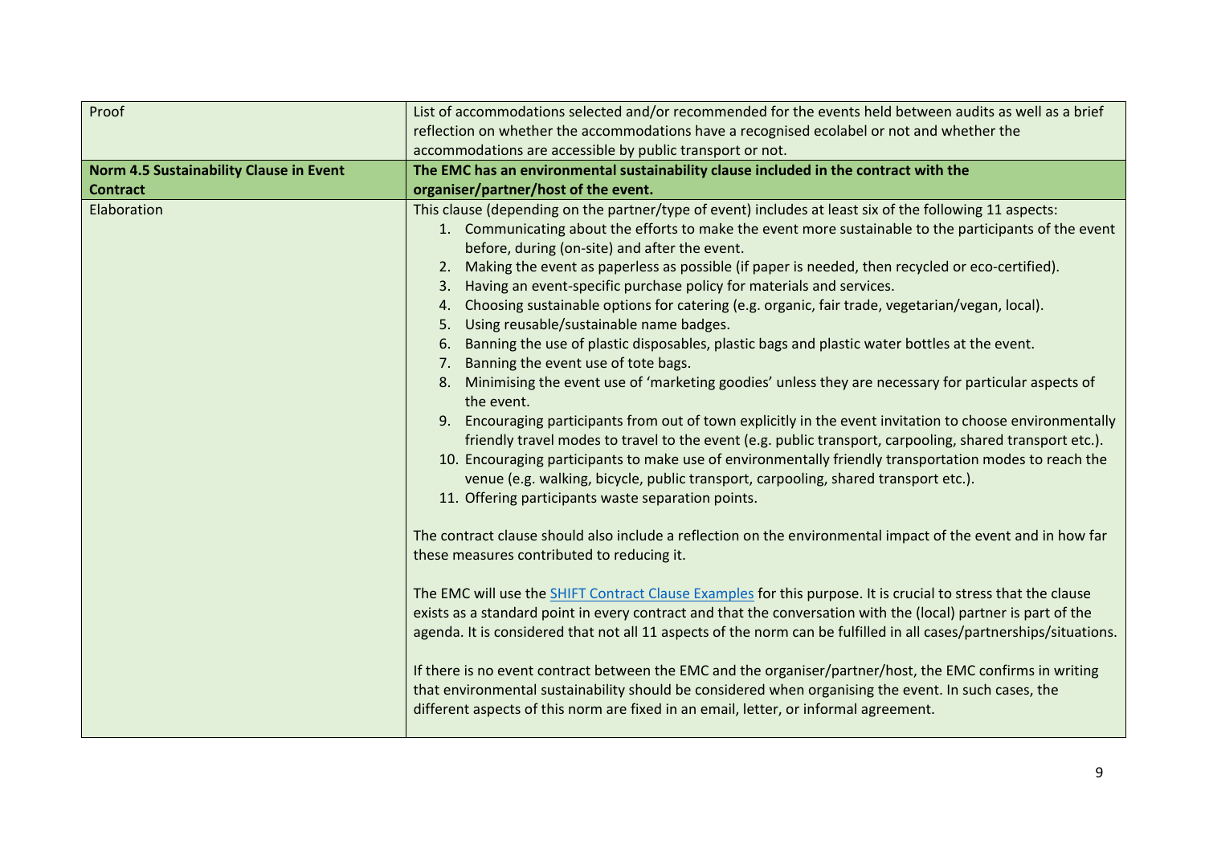| Proof | List of accommodations selected and/or recommended for the events held between audits as well as a brief reflection on whether the accommodations have a recognised ecolabel or not and whether the accommodations are accessible by public transport or not. |
|---|---|
| **Norm 4.5 Sustainability Clause in Event Contract** | **The EMC has an environmental sustainability clause included in the contract with the organiser/partner/host of the event.** |
| Elaboration | This clause (depending on the partner/type of event) includes at least six of the following 11 aspects:<br>1. Communicating about the efforts to make the event more sustainable to the participants of the event before, during (on-site) and after the event.<br>2. Making the event as paperless as possible (if paper is needed, then recycled or eco-certified).<br>3. Having an event-specific purchase policy for materials and services.<br>4. Choosing sustainable options for catering (e.g. organic, fair trade, vegetarian/vegan, local).<br>5. Using reusable/sustainable name badges.<br>6. Banning the use of plastic disposables, plastic bags and plastic water bottles at the event.<br>7. Banning the event use of tote bags.<br>8. Minimising the event use of 'marketing goodies' unless they are necessary for particular aspects of the event.<br>9. Encouraging participants from out of town explicitly in the event invitation to choose environmentally friendly travel modes to travel to the event (e.g. public transport, carpooling, shared transport etc.).<br>10. Encouraging participants to make use of environmentally friendly transportation modes to reach the venue (e.g. walking, bicycle, public transport, carpooling, shared transport etc.).<br>11. Offering participants waste separation points.<br><br>The contract clause should also include a reflection on the environmental impact of the event and in how far these measures contributed to reducing it.<br><br>The EMC will use the SHIFT Contract Clause Examples for this purpose. It is crucial to stress that the clause exists as a standard point in every contract and that the conversation with the (local) partner is part of the agenda. It is considered that not all 11 aspects of the norm can be fulfilled in all cases/partnerships/situations.<br><br>If there is no event contract between the EMC and the organiser/partner/host, the EMC confirms in writing that environmental sustainability should be considered when organising the event. In such cases, the different aspects of this norm are fixed in an email, letter, or informal agreement. |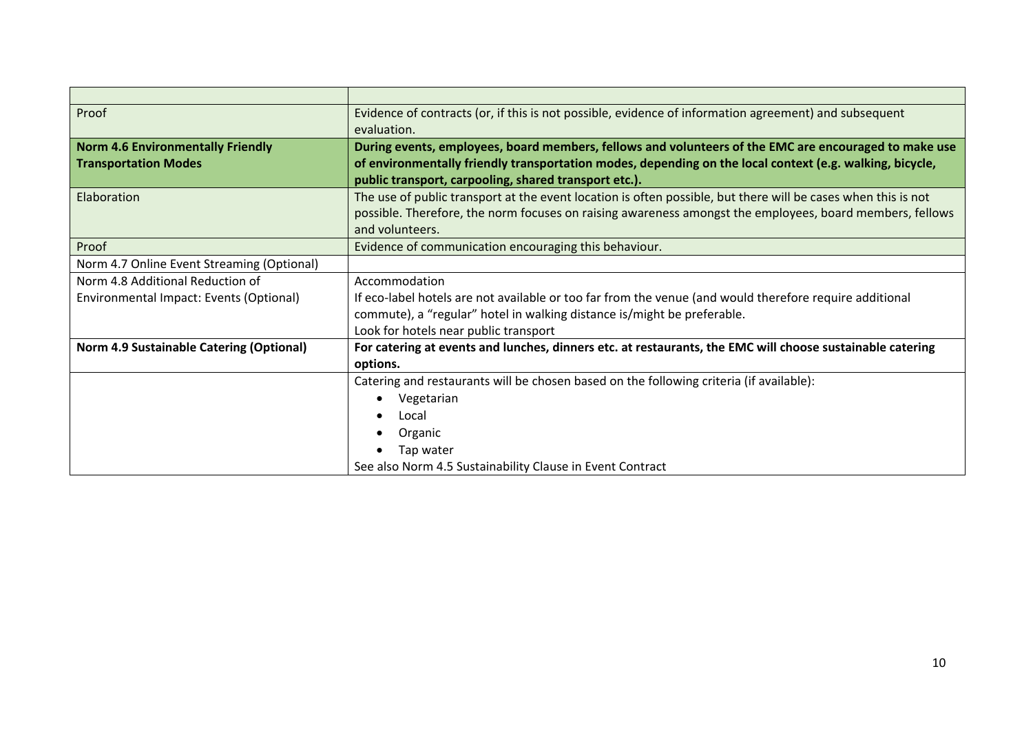| | |
|---|---|
| Proof | Evidence of contracts (or, if this is not possible, evidence of information agreement) and subsequent evaluation. |
| **Norm 4.6 Environmentally Friendly Transportation Modes** | **During events, employees, board members, fellows and volunteers of the EMC are encouraged to make use of environmentally friendly transportation modes, depending on the local context (e.g. walking, bicycle, public transport, carpooling, shared transport etc.).** |
| Elaboration | The use of public transport at the event location is often possible, but there will be cases when this is not possible. Therefore, the norm focuses on raising awareness amongst the employees, board members, fellows and volunteers. |
| Proof | Evidence of communication encouraging this behaviour. |
| Norm 4.7 Online Event Streaming (Optional) | |
| Norm 4.8 Additional Reduction of Environmental Impact: Events (Optional) | Accommodation<br>If eco-label hotels are not available or too far from the venue (and would therefore require additional commute), a "regular" hotel in walking distance is/might be preferable.<br>Look for hotels near public transport |
| **Norm 4.9 Sustainable Catering (Optional)** | **For catering at events and lunches, dinners etc. at restaurants, the EMC will choose sustainable catering options.** |
| | Catering and restaurants will be chosen based on the following criteria (if available):<br>• Vegetarian<br>• Local<br>• Organic<br>• Tap water<br>See also Norm 4.5 Sustainability Clause in Event Contract |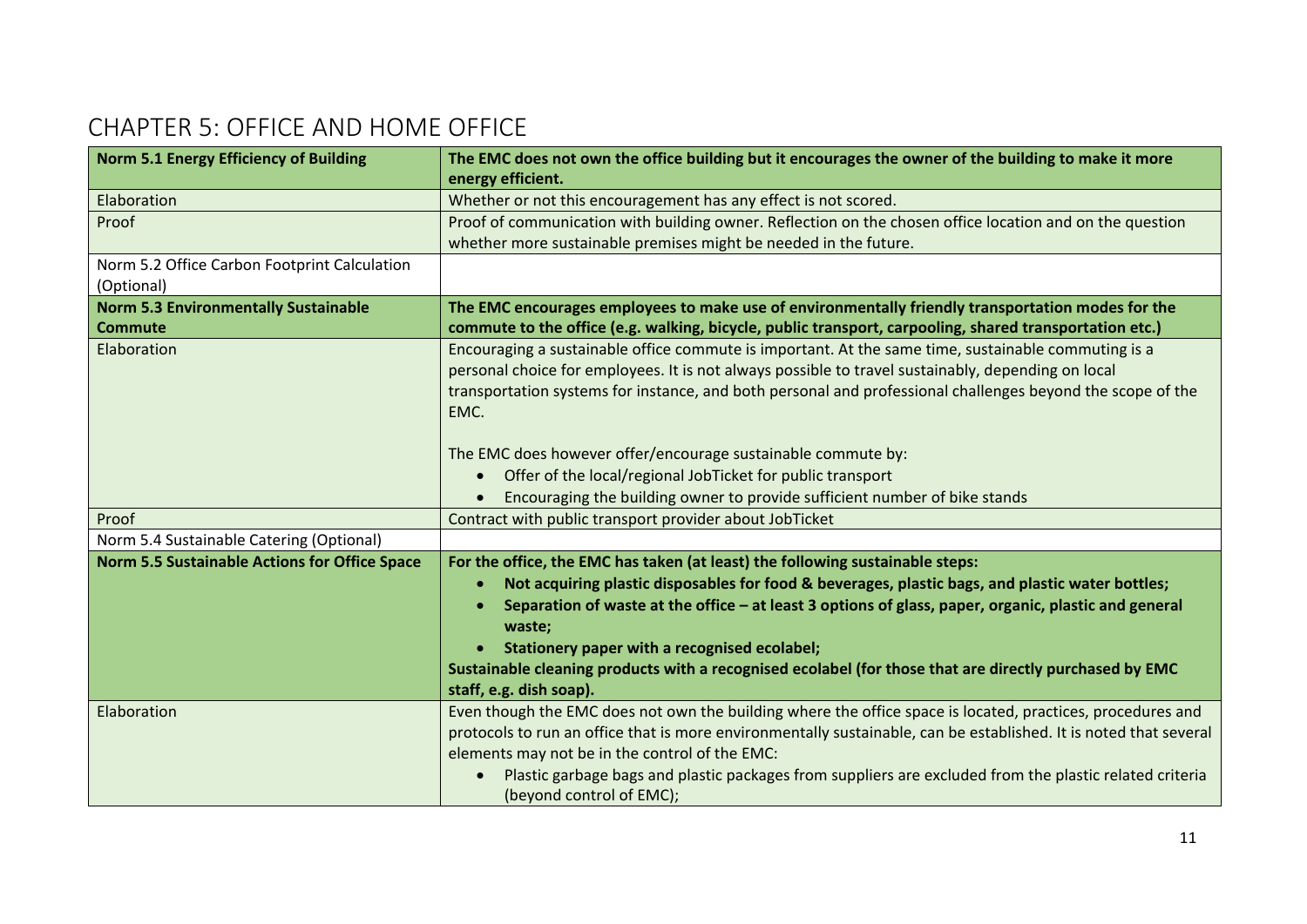## CHAPTER 5: OFFICE AND HOME OFFICE

| **Norm 5.1 Energy Efficiency of Building** | **The EMC does not own the office building but it encourages the owner of the building to make it more energy efficient.** |
|---|---|
| Elaboration | Whether or not this encouragement has any effect is not scored. |
| Proof | Proof of communication with building owner. Reflection on the chosen office location and on the question whether more sustainable premises might be needed in the future. |
| Norm 5.2 Office Carbon Footprint Calculation (Optional) | |
| **Norm 5.3 Environmentally Sustainable Commute** | **The EMC encourages employees to make use of environmentally friendly transportation modes for the commute to the office (e.g. walking, bicycle, public transport, carpooling, shared transportation etc.)** |
| Elaboration | Encouraging a sustainable office commute is important. At the same time, sustainable commuting is a personal choice for employees. It is not always possible to travel sustainably, depending on local transportation systems for instance, and both personal and professional challenges beyond the scope of the EMC.<br><br>The EMC does however offer/encourage sustainable commute by:<br>• Offer of the local/regional JobTicket for public transport<br>• Encouraging the building owner to provide sufficient number of bike stands |
| Proof | Contract with public transport provider about JobTicket |
| Norm 5.4 Sustainable Catering (Optional) | |
| **Norm 5.5 Sustainable Actions for Office Space** | **For the office, the EMC has taken (at least) the following sustainable steps:**<br>• **Not acquiring plastic disposables for food & beverages, plastic bags, and plastic water bottles;**<br>• **Separation of waste at the office – at least 3 options of glass, paper, organic, plastic and general waste;**<br>• **Stationery paper with a recognised ecolabel;**<br>**Sustainable cleaning products with a recognised ecolabel (for those that are directly purchased by EMC staff, e.g. dish soap).** |
| Elaboration | Even though the EMC does not own the building where the office space is located, practices, procedures and protocols to run an office that is more environmentally sustainable, can be established. It is noted that several elements may not be in the control of the EMC:<br>• Plastic garbage bags and plastic packages from suppliers are excluded from the plastic related criteria (beyond control of EMC); |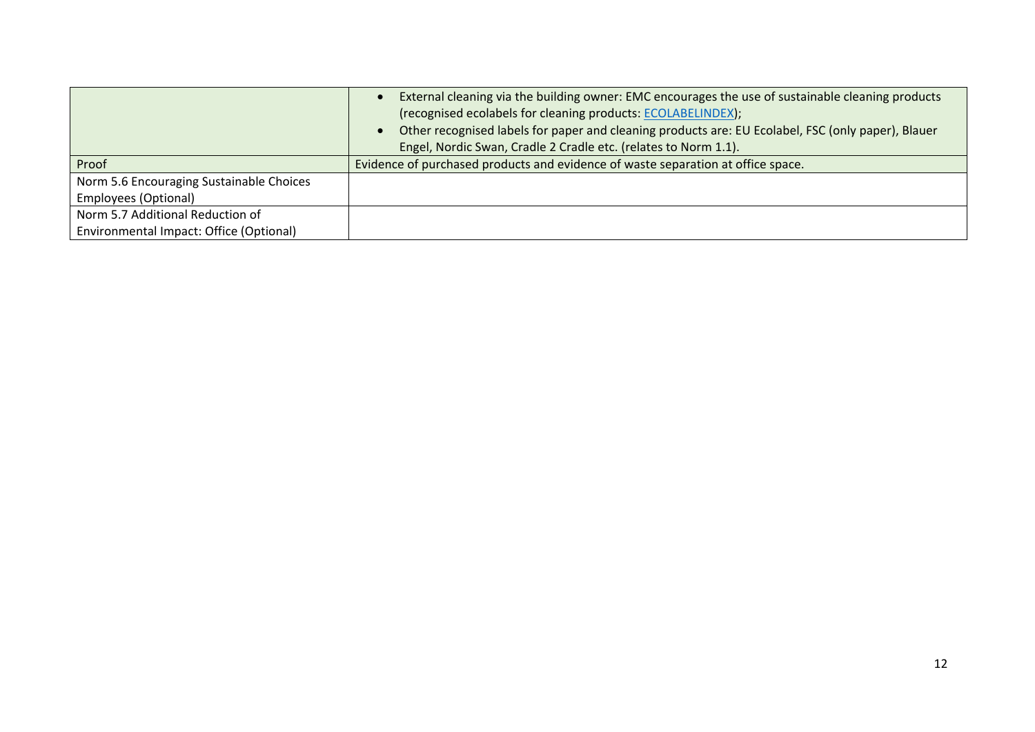| | |
|---|---|
| | • External cleaning via the building owner: EMC encourages the use of sustainable cleaning products (recognised ecolabels for cleaning products: ECOLABELINDEX);<br>• Other recognised labels for paper and cleaning products are: EU Ecolabel, FSC (only paper), Blauer Engel, Nordic Swan, Cradle 2 Cradle etc. (relates to Norm 1.1). |
| Proof | Evidence of purchased products and evidence of waste separation at office space. |
| Norm 5.6 Encouraging Sustainable Choices Employees (Optional) | |
| Norm 5.7 Additional Reduction of Environmental Impact: Office (Optional) | |